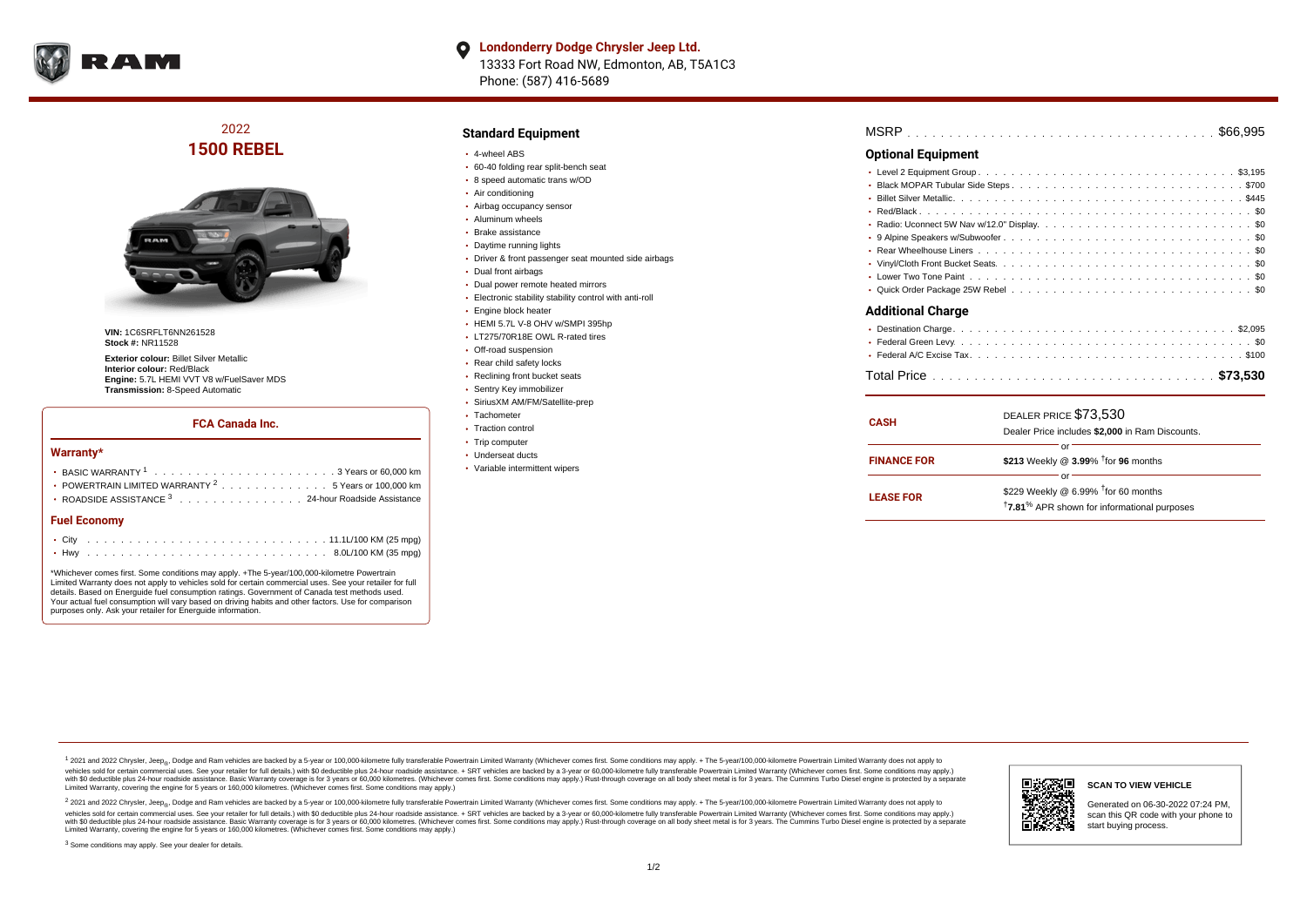**Londonderry Dodge Chrysler Jeep Ltd.**
13333 Fort Road NW, Edmonton, AB, T5A1C3
Phone: (587) 416-5689

# 2022
# 1500 REBEL

**VIN:** 1C6SRFLT6NN261528
**Stock #:** NR11528

**Exterior colour:** Billet Silver Metallic
**Interior colour:** Red/Black
**Engine:** 5.7L HEMI VVT V8 w/FuelSaver MDS
**Transmission:** 8-Speed Automatic

### FCA Canada Inc.

#### Warranty*

- BASIC WARRANTY [1] . . . . . . . . . . . . . . . . . . . . . 3 Years or 60,000 km
- POWERTRAIN LIMITED WARRANTY [2] . . . . . . . . . . . . 5 Years or 100,000 km
- ROADSIDE ASSISTANCE [3] . . . . . . . . . . . . . . . 24-hour Roadside Assistance

#### Fuel Economy

- City . . . . . . . . . . . . . . . . . . . . . . . . . . . . 11.1L/100 KM (25 mpg)
- Hwy . . . . . . . . . . . . . . . . . . . . . . . . . . . . 8.0L/100 KM (35 mpg)

*Whichever comes first. Some conditions may apply. +The 5-year/100,000-kilometre Powertrain Limited Warranty does not apply to vehicles sold for certain commercial uses. See your retailer for full details. Based on Energuide fuel consumption ratings. Government of Canada test methods used. Your actual fuel consumption will vary based on driving habits and other factors. Use for comparison purposes only. Ask your retailer for Energuide information.

## Standard Equipment

- 4-wheel ABS
- 60-40 folding rear split-bench seat
- 8 speed automatic trans w/OD
- Air conditioning
- Airbag occupancy sensor
- Aluminum wheels
- Brake assistance
- Daytime running lights
- Driver & front passenger seat mounted side airbags
- Dual front airbags
- Dual power remote heated mirrors
- Electronic stability stability control with anti-roll
- Engine block heater
- HEMI 5.7L V-8 OHV w/SMPI 395hp
- LT275/70R18E OWL R-rated tires
- Off-road suspension
- Rear child safety locks
- Reclining front bucket seats
- Sentry Key immobilizer
- SiriusXM AM/FM/Satellite-prep
- Tachometer
- Traction control
- Trip computer
- Underseat ducts
- Variable intermittent wipers

MSRP . . . . . . . . . . . . . . . . . . . . . . . . . . . . . . . . . . . . . $66,995

## Optional Equipment

- Level 2 Equipment Group . . . . . . . . . . . . . . . . . . . . . . . . . . . . $3,195
- Black MOPAR Tubular Side Steps . . . . . . . . . . . . . . . . . . . . . . . . . $700
- Billet Silver Metallic. . . . . . . . . . . . . . . . . . . . . . . . . . . . . . . $445
- Red/Black . . . . . . . . . . . . . . . . . . . . . . . . . . . . . . . . . . . $0
- Radio: Uconnect 5W Nav w/12.0" Display. . . . . . . . . . . . . . . . . . . . . . $0
- 9 Alpine Speakers w/Subwoofer . . . . . . . . . . . . . . . . . . . . . . . . . . $0
- Rear Wheelhouse Liners . . . . . . . . . . . . . . . . . . . . . . . . . . . . . $0
- Vinyl/Cloth Front Bucket Seats. . . . . . . . . . . . . . . . . . . . . . . . . . $0
- Lower Two Tone Paint . . . . . . . . . . . . . . . . . . . . . . . . . . . . . . $0
- Quick Order Package 25W Rebel . . . . . . . . . . . . . . . . . . . . . . . . . $0

## Additional Charge

- Destination Charge. . . . . . . . . . . . . . . . . . . . . . . . . . . . . . . $2,095
- Federal Green Levy. . . . . . . . . . . . . . . . . . . . . . . . . . . . . . . $0
- Federal A/C Excise Tax. . . . . . . . . . . . . . . . . . . . . . . . . . . . . $100

Total Price . . . . . . . . . . . . . . . . . . . . . . . . . . . . . . . . . **$73,530**

| | |
|---|---|
| **CASH** | DEALER PRICE $73,530<br>Dealer Price includes **$2,000** in Ram Discounts. |
| | or |
| **FINANCE FOR** | **$213** Weekly @ **3.99**% †for **96** months |
| | or |
| **LEASE FOR** | $229 Weekly @ 6.99% †for 60 months<br>†**7.81**% APR shown for informational purposes |

[1] 2021 and 2022 Chrysler, Jeep®, Dodge and Ram vehicles are backed by a 5-year or 100,000-kilometre fully transferable Powertrain Limited Warranty (Whichever comes first. Some conditions may apply. + The 5-year/100,000-kilometre Powertrain Limited Warranty does not apply to vehicles sold for certain commercial uses. See your retailer for full details.) with $0 deductible plus 24-hour roadside assistance. + SRT vehicles are backed by a 3-year or 60,000-kilometre fully transferable Powertrain Limited Warranty (Whichever comes first. Some conditions may apply.) with $0 deductible plus 24-hour roadside assistance. Basic Warranty coverage is for 3 years or 60,000 kilometres. (Whichever comes first. Some conditions may apply.) Rust-through coverage on all body sheet metal is for 3 years. The Cummins Turbo Diesel engine is protected by a separate Limited Warranty, covering the engine for 5 years or 160,000 kilometres. (Whichever comes first. Some conditions may apply.)

[2] 2021 and 2022 Chrysler, Jeep®, Dodge and Ram vehicles are backed by a 5-year or 100,000-kilometre fully transferable Powertrain Limited Warranty (Whichever comes first. Some conditions may apply. + The 5-year/100,000-kilometre Powertrain Limited Warranty does not apply to vehicles sold for certain commercial uses. See your retailer for full details.) with $0 deductible plus 24-hour roadside assistance. + SRT vehicles are backed by a 3-year or 60,000-kilometre fully transferable Powertrain Limited Warranty (Whichever comes first. Some conditions may apply.) with $0 deductible plus 24-hour roadside assistance. Basic Warranty coverage is for 3 years or 60,000 kilometres. (Whichever comes first. Some conditions may apply.) Rust-through coverage on all body sheet metal is for 3 years. The Cummins Turbo Diesel engine is protected by a separate Limited Warranty, covering the engine for 5 years or 160,000 kilometres. (Whichever comes first. Some conditions may apply.)

[3] Some conditions may apply. See your dealer for details.

**SCAN TO VIEW VEHICLE**

Generated on 06-30-2022 07:24 PM, scan this QR code with your phone to start buying process.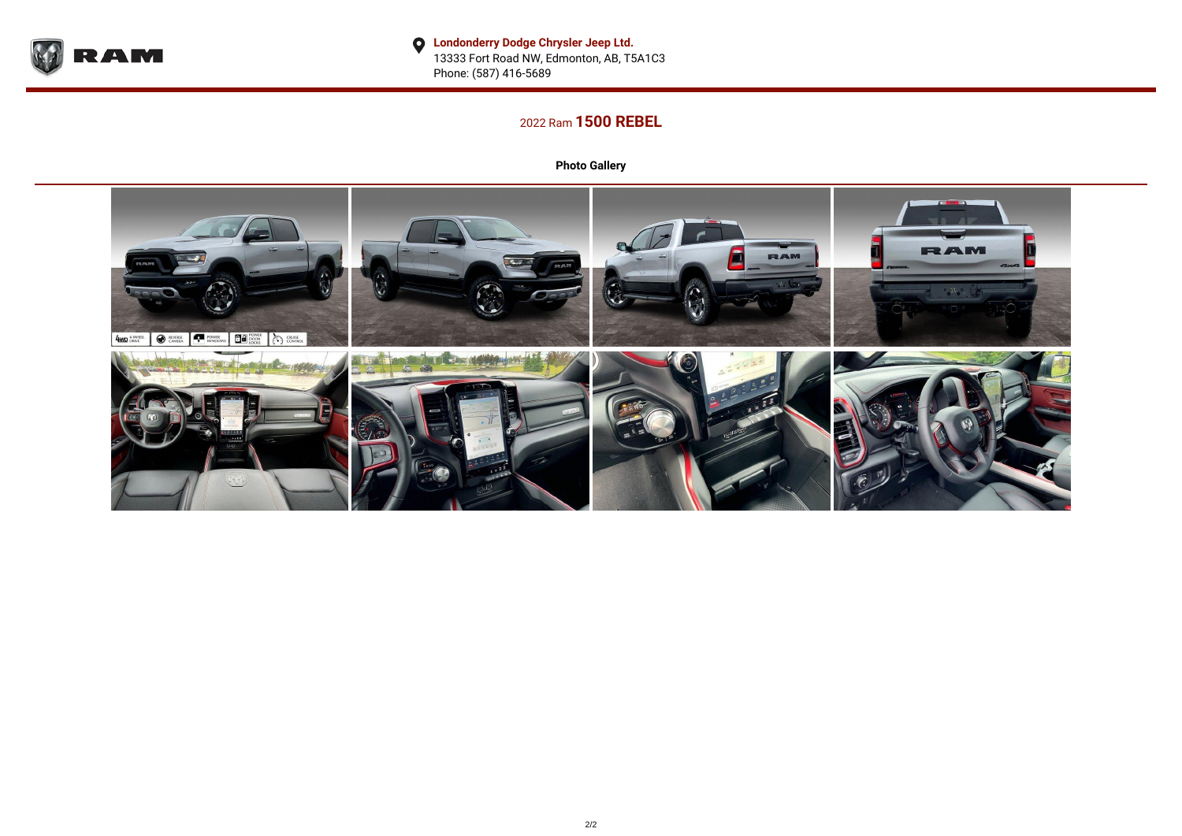**Londonderry Dodge Chrysler Jeep Ltd.**
13333 Fort Road NW, Edmonton, AB, T5A1C3
Phone: (587) 416-5689

## 2022 Ram **1500 REBEL**

**Photo Gallery**